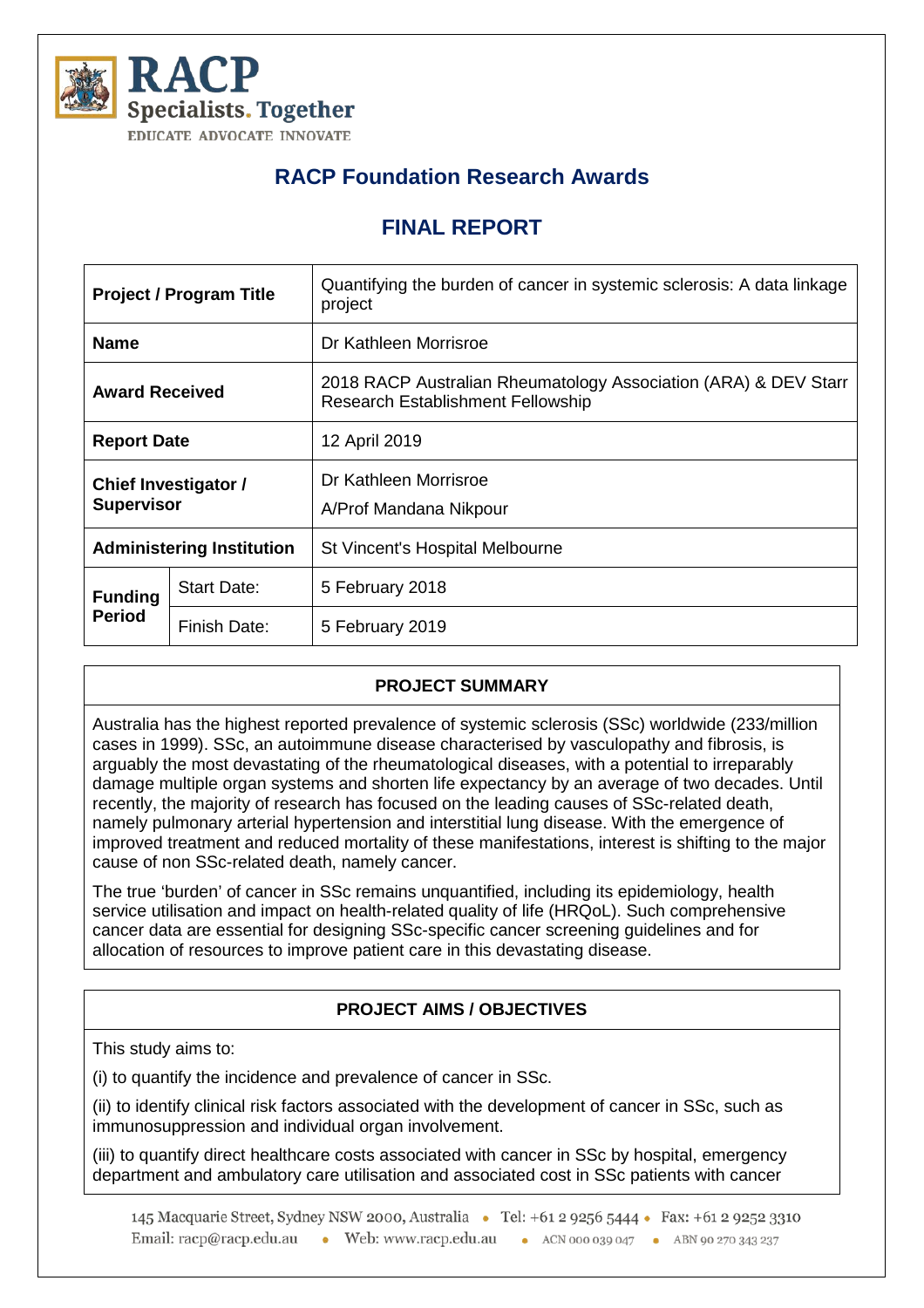RACP
Specialists. Together
EDUCATE ADVOCATE INNOVATE

# RACP Foundation Research Awards

## FINAL REPORT

| | | |
|---|---|---|
| **Project / Program Title** | | Quantifying the burden of cancer in systemic sclerosis: A data linkage project |
| **Name** | | Dr Kathleen Morrisroe |
| **Award Received** | | 2018 RACP Australian Rheumatology Association (ARA) & DEV Starr Research Establishment Fellowship |
| **Report Date** | | 12 April 2019 |
| **Chief Investigator / Supervisor** | | Dr Kathleen Morrisroe<br>A/Prof Mandana Nikpour |
| **Administering Institution** | | St Vincent's Hospital Melbourne |
| **Funding Period** | Start Date: | 5 February 2018 |
| | Finish Date: | 5 February 2019 |

### PROJECT SUMMARY

Australia has the highest reported prevalence of systemic sclerosis (SSc) worldwide (233/million cases in 1999). SSc, an autoimmune disease characterised by vasculopathy and fibrosis, is arguably the most devastating of the rheumatological diseases, with a potential to irreparably damage multiple organ systems and shorten life expectancy by an average of two decades. Until recently, the majority of research has focused on the leading causes of SSc-related death, namely pulmonary arterial hypertension and interstitial lung disease. With the emergence of improved treatment and reduced mortality of these manifestations, interest is shifting to the major cause of non SSc-related death, namely cancer.

The true 'burden' of cancer in SSc remains unquantified, including its epidemiology, health service utilisation and impact on health-related quality of life (HRQoL). Such comprehensive cancer data are essential for designing SSc-specific cancer screening guidelines and for allocation of resources to improve patient care in this devastating disease.

### PROJECT AIMS / OBJECTIVES

This study aims to:

(i) to quantify the incidence and prevalence of cancer in SSc.

(ii) to identify clinical risk factors associated with the development of cancer in SSc, such as immunosuppression and individual organ involvement.

(iii) to quantify direct healthcare costs associated with cancer in SSc by hospital, emergency department and ambulatory care utilisation and associated cost in SSc patients with cancer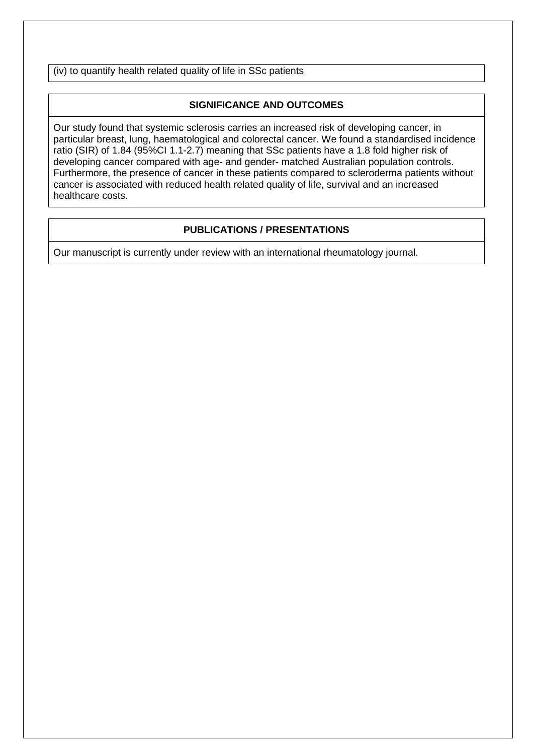(iv) to quantify health related quality of life in SSc patients

## SIGNIFICANCE AND OUTCOMES

Our study found that systemic sclerosis carries an increased risk of developing cancer, in particular breast, lung, haematological and colorectal cancer. We found a standardised incidence ratio (SIR) of 1.84 (95%CI 1.1-2.7) meaning that SSc patients have a 1.8 fold higher risk of developing cancer compared with age- and gender- matched Australian population controls. Furthermore, the presence of cancer in these patients compared to scleroderma patients without cancer is associated with reduced health related quality of life, survival and an increased healthcare costs.

## PUBLICATIONS / PRESENTATIONS

Our manuscript is currently under review with an international rheumatology journal.